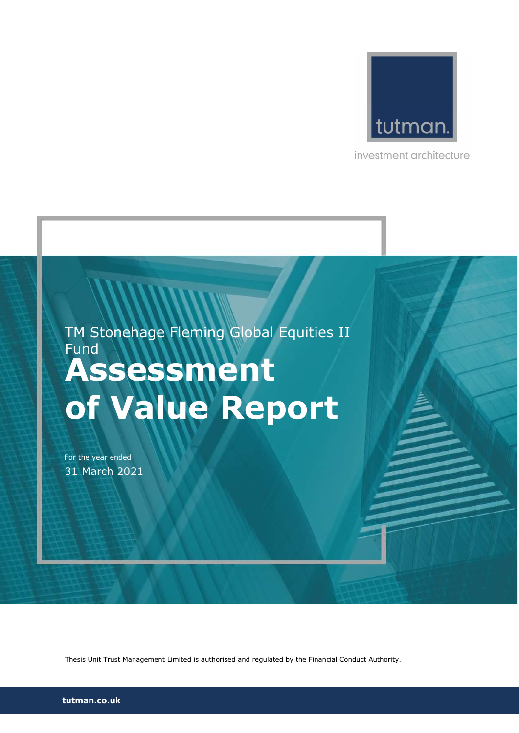tutman.

investment architecture

TM Stonehage Fleming Global Equities II Fund

# Assessment of Value Report

For the year ended

31 March 2021

Thesis Unit Trust Management Limited is authorised and regulated by the Financial Conduct Authority.

**tutman.co.uk**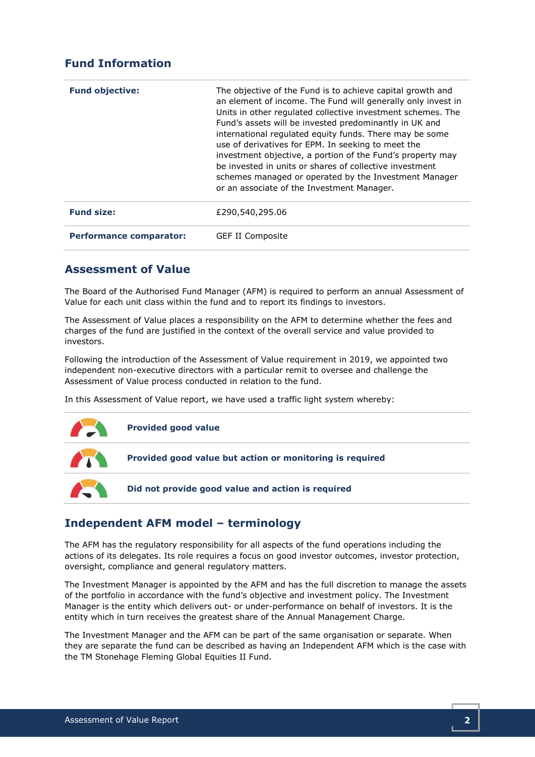## Fund Information

| | |
|---|---|
| **Fund objective:** | The objective of the Fund is to achieve capital growth and an element of income. The Fund will generally only invest in Units in other regulated collective investment schemes. The Fund's assets will be invested predominantly in UK and international regulated equity funds. There may be some use of derivatives for EPM. In seeking to meet the investment objective, a portion of the Fund's property may be invested in units or shares of collective investment schemes managed or operated by the Investment Manager or an associate of the Investment Manager. |
| **Fund size:** | £290,540,295.06 |
| **Performance comparator:** | GEF II Composite |

## Assessment of Value

The Board of the Authorised Fund Manager (AFM) is required to perform an annual Assessment of Value for each unit class within the fund and to report its findings to investors.

The Assessment of Value places a responsibility on the AFM to determine whether the fees and charges of the fund are justified in the context of the overall service and value provided to investors.

Following the introduction of the Assessment of Value requirement in 2019, we appointed two independent non-executive directors with a particular remit to oversee and challenge the Assessment of Value process conducted in relation to the fund.

In this Assessment of Value report, we have used a traffic light system whereby:

**Provided good value**

**Provided good value but action or monitoring is required**

**Did not provide good value and action is required**

## Independent AFM model – terminology

The AFM has the regulatory responsibility for all aspects of the fund operations including the actions of its delegates. Its role requires a focus on good investor outcomes, investor protection, oversight, compliance and general regulatory matters.

The Investment Manager is appointed by the AFM and has the full discretion to manage the assets of the portfolio in accordance with the fund's objective and investment policy. The Investment Manager is the entity which delivers out- or under-performance on behalf of investors. It is the entity which in turn receives the greatest share of the Annual Management Charge.

The Investment Manager and the AFM can be part of the same organisation or separate. When they are separate the fund can be described as having an Independent AFM which is the case with the TM Stonehage Fleming Global Equities II Fund.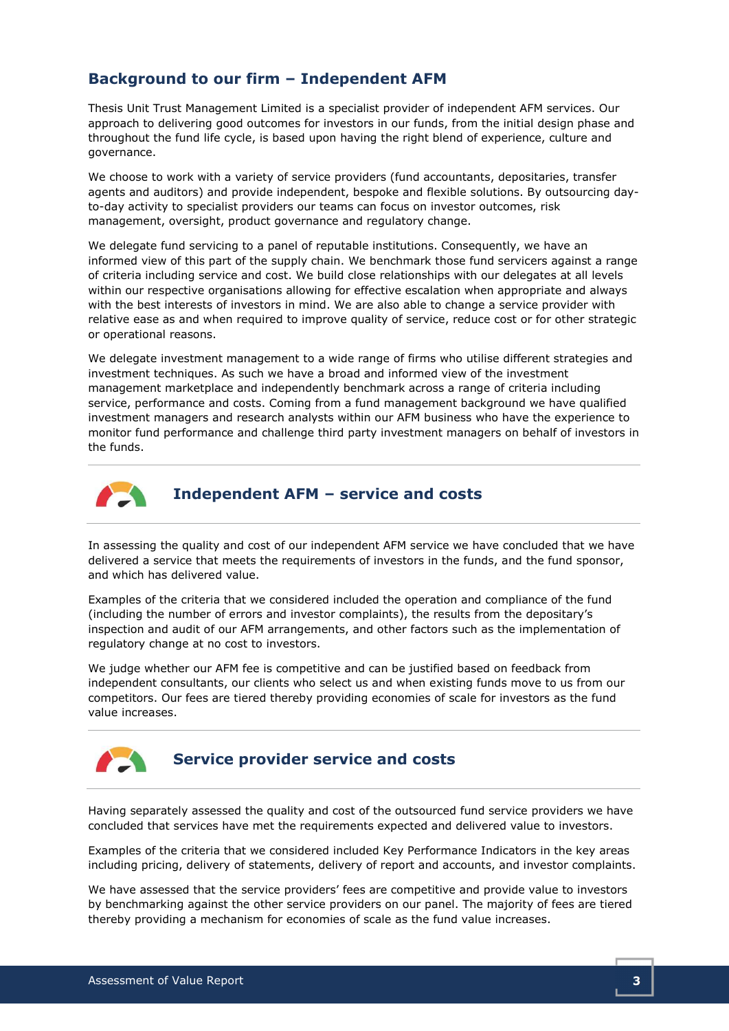## Background to our firm – Independent AFM

Thesis Unit Trust Management Limited is a specialist provider of independent AFM services. Our approach to delivering good outcomes for investors in our funds, from the initial design phase and throughout the fund life cycle, is based upon having the right blend of experience, culture and governance.

We choose to work with a variety of service providers (fund accountants, depositaries, transfer agents and auditors) and provide independent, bespoke and flexible solutions. By outsourcing day-to-day activity to specialist providers our teams can focus on investor outcomes, risk management, oversight, product governance and regulatory change.

We delegate fund servicing to a panel of reputable institutions. Consequently, we have an informed view of this part of the supply chain. We benchmark those fund servicers against a range of criteria including service and cost. We build close relationships with our delegates at all levels within our respective organisations allowing for effective escalation when appropriate and always with the best interests of investors in mind. We are also able to change a service provider with relative ease as and when required to improve quality of service, reduce cost or for other strategic or operational reasons.

We delegate investment management to a wide range of firms who utilise different strategies and investment techniques. As such we have a broad and informed view of the investment management marketplace and independently benchmark across a range of criteria including service, performance and costs. Coming from a fund management background we have qualified investment managers and research analysts within our AFM business who have the experience to monitor fund performance and challenge third party investment managers on behalf of investors in the funds.

### Independent AFM – service and costs

In assessing the quality and cost of our independent AFM service we have concluded that we have delivered a service that meets the requirements of investors in the funds, and the fund sponsor, and which has delivered value.

Examples of the criteria that we considered included the operation and compliance of the fund (including the number of errors and investor complaints), the results from the depositary's inspection and audit of our AFM arrangements, and other factors such as the implementation of regulatory change at no cost to investors.

We judge whether our AFM fee is competitive and can be justified based on feedback from independent consultants, our clients who select us and when existing funds move to us from our competitors. Our fees are tiered thereby providing economies of scale for investors as the fund value increases.

### Service provider service and costs

Having separately assessed the quality and cost of the outsourced fund service providers we have concluded that services have met the requirements expected and delivered value to investors.

Examples of the criteria that we considered included Key Performance Indicators in the key areas including pricing, delivery of statements, delivery of report and accounts, and investor complaints.

We have assessed that the service providers' fees are competitive and provide value to investors by benchmarking against the other service providers on our panel. The majority of fees are tiered thereby providing a mechanism for economies of scale as the fund value increases.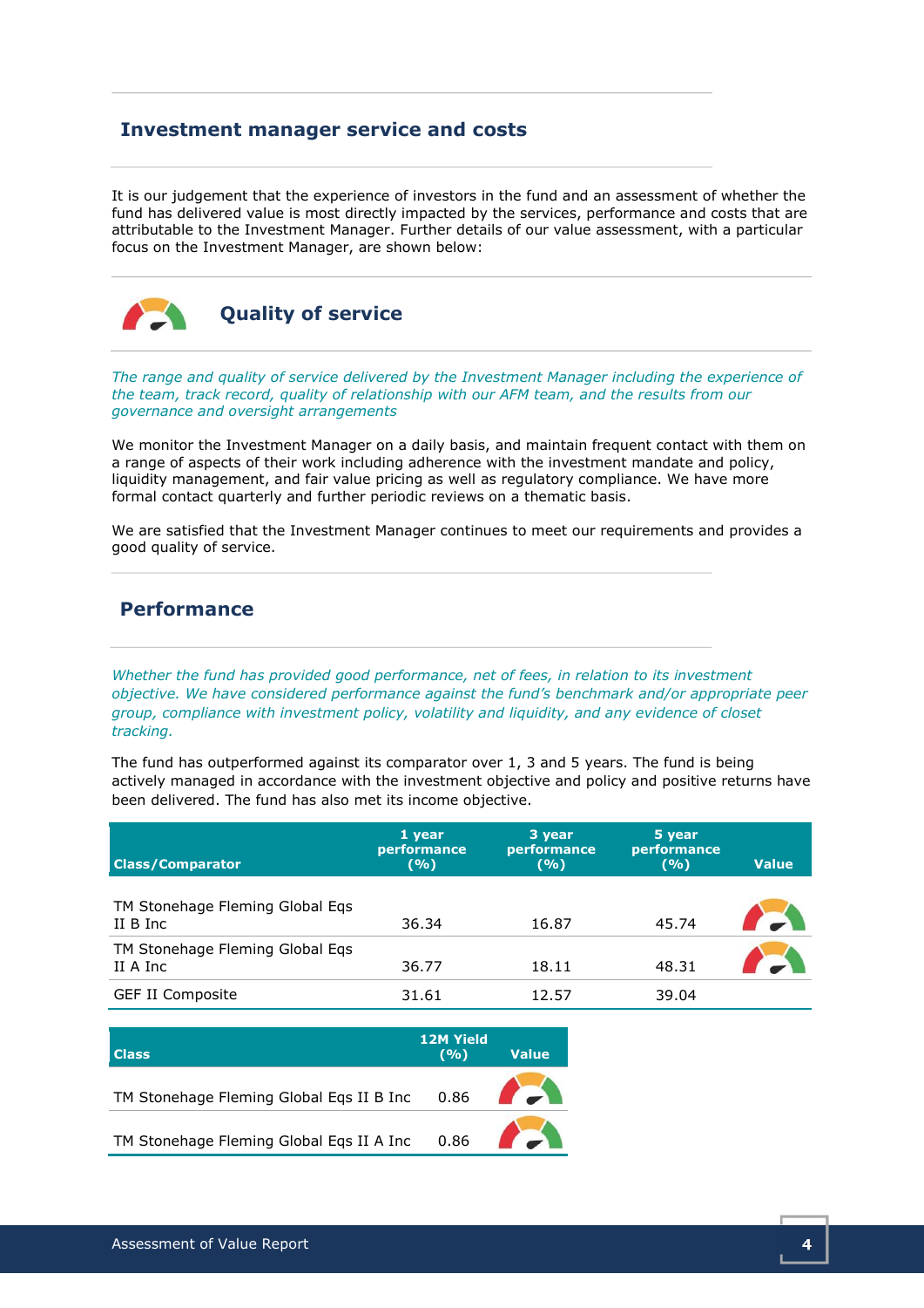## Investment manager service and costs

It is our judgement that the experience of investors in the fund and an assessment of whether the fund has delivered value is most directly impacted by the services, performance and costs that are attributable to the Investment Manager. Further details of our value assessment, with a particular focus on the Investment Manager, are shown below:

### Quality of service

*The range and quality of service delivered by the Investment Manager including the experience of the team, track record, quality of relationship with our AFM team, and the results from our governance and oversight arrangements*

We monitor the Investment Manager on a daily basis, and maintain frequent contact with them on a range of aspects of their work including adherence with the investment mandate and policy, liquidity management, and fair value pricing as well as regulatory compliance. We have more formal contact quarterly and further periodic reviews on a thematic basis.

We are satisfied that the Investment Manager continues to meet our requirements and provides a good quality of service.

### Performance

*Whether the fund has provided good performance, net of fees, in relation to its investment objective. We have considered performance against the fund's benchmark and/or appropriate peer group, compliance with investment policy, volatility and liquidity, and any evidence of closet tracking.*

The fund has outperformed against its comparator over 1, 3 and 5 years. The fund is being actively managed in accordance with the investment objective and policy and positive returns have been delivered. The fund has also met its income objective.

| Class/Comparator | 1 year performance (%) | 3 year performance (%) | 5 year performance (%) | Value |
|---|---|---|---|---|
| TM Stonehage Fleming Global Eqs II B Inc | 36.34 | 16.87 | 45.74 | |
| TM Stonehage Fleming Global Eqs II A Inc | 36.77 | 18.11 | 48.31 | |
| GEF II Composite | 31.61 | 12.57 | 39.04 | |

| Class | 12M Yield (%) | Value |
|---|---|---|
| TM Stonehage Fleming Global Eqs II B Inc | 0.86 | |
| TM Stonehage Fleming Global Eqs II A Inc | 0.86 | |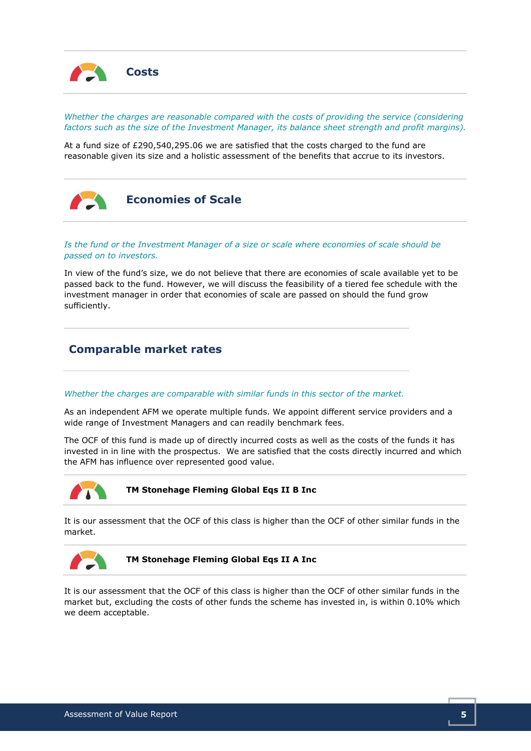## Costs

*Whether the charges are reasonable compared with the costs of providing the service (considering factors such as the size of the Investment Manager, its balance sheet strength and profit margins).*

At a fund size of £290,540,295.06 we are satisfied that the costs charged to the fund are reasonable given its size and a holistic assessment of the benefits that accrue to its investors.

## Economies of Scale

*Is the fund or the Investment Manager of a size or scale where economies of scale should be passed on to investors.*

In view of the fund's size, we do not believe that there are economies of scale available yet to be passed back to the fund. However, we will discuss the feasibility of a tiered fee schedule with the investment manager in order that economies of scale are passed on should the fund grow sufficiently.

## Comparable market rates

*Whether the charges are comparable with similar funds in this sector of the market.*

As an independent AFM we operate multiple funds. We appoint different service providers and a wide range of Investment Managers and can readily benchmark fees.

The OCF of this fund is made up of directly incurred costs as well as the costs of the funds it has invested in in line with the prospectus. We are satisfied that the costs directly incurred and which the AFM has influence over represented good value.

### TM Stonehage Fleming Global Eqs II B Inc

It is our assessment that the OCF of this class is higher than the OCF of other similar funds in the market.

### TM Stonehage Fleming Global Eqs II A Inc

It is our assessment that the OCF of this class is higher than the OCF of other similar funds in the market but, excluding the costs of other funds the scheme has invested in, is within 0.10% which we deem acceptable.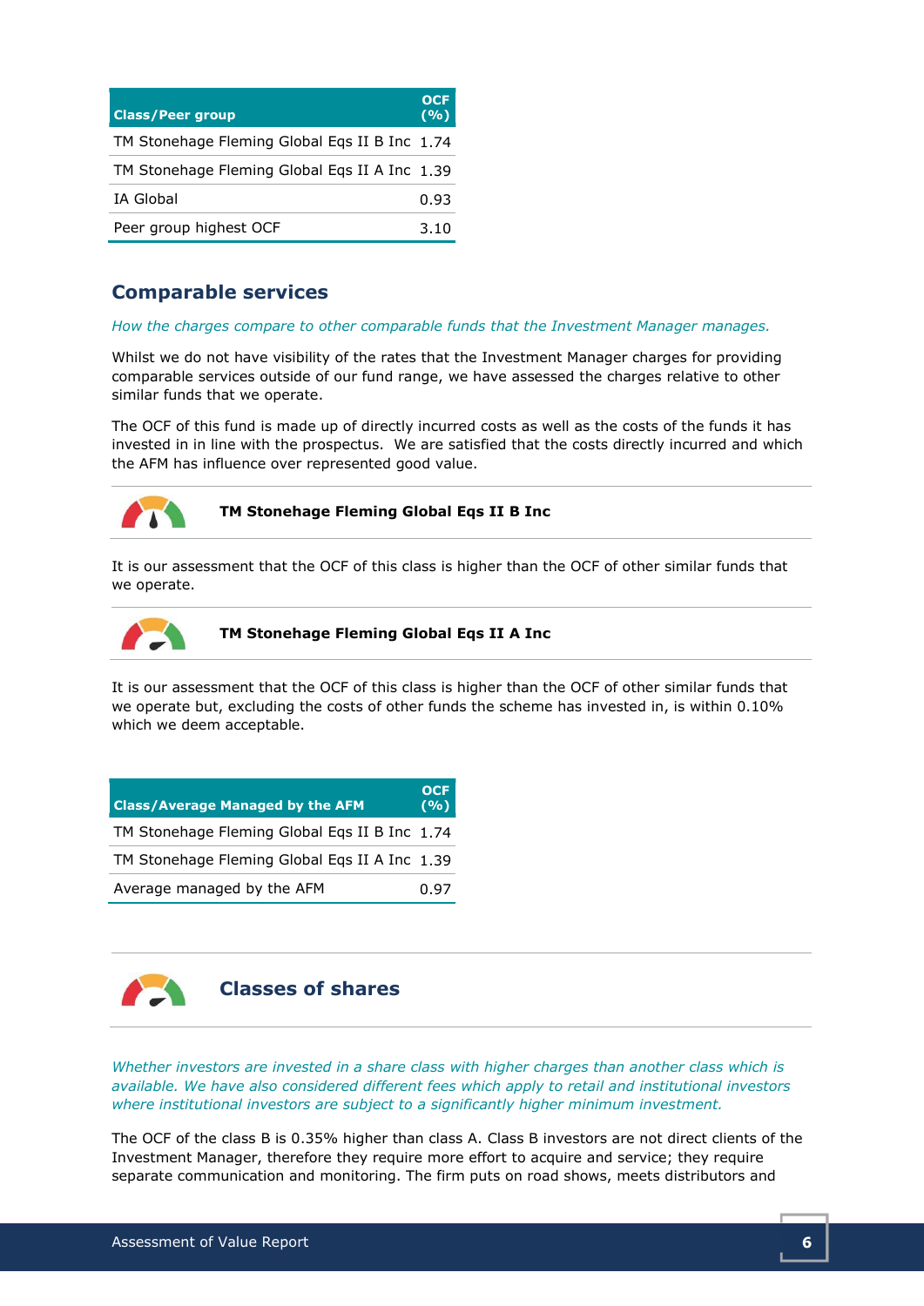| Class/Peer group | OCF (%) |
| --- | --- |
| TM Stonehage Fleming Global Eqs II B Inc | 1.74 |
| TM Stonehage Fleming Global Eqs II A Inc | 1.39 |
| IA Global | 0.93 |
| Peer group highest OCF | 3.10 |

## Comparable services

*How the charges compare to other comparable funds that the Investment Manager manages.*

Whilst we do not have visibility of the rates that the Investment Manager charges for providing comparable services outside of our fund range, we have assessed the charges relative to other similar funds that we operate.

The OCF of this fund is made up of directly incurred costs as well as the costs of the funds it has invested in in line with the prospectus. We are satisfied that the costs directly incurred and which the AFM has influence over represented good value.

**TM Stonehage Fleming Global Eqs II B Inc**

It is our assessment that the OCF of this class is higher than the OCF of other similar funds that we operate.

**TM Stonehage Fleming Global Eqs II A Inc**

It is our assessment that the OCF of this class is higher than the OCF of other similar funds that we operate but, excluding the costs of other funds the scheme has invested in, is within 0.10% which we deem acceptable.

| Class/Average Managed by the AFM | OCF (%) |
| --- | --- |
| TM Stonehage Fleming Global Eqs II B Inc | 1.74 |
| TM Stonehage Fleming Global Eqs II A Inc | 1.39 |
| Average managed by the AFM | 0.97 |

## Classes of shares

*Whether investors are invested in a share class with higher charges than another class which is available. We have also considered different fees which apply to retail and institutional investors where institutional investors are subject to a significantly higher minimum investment.*

The OCF of the class B is 0.35% higher than class A. Class B investors are not direct clients of the Investment Manager, therefore they require more effort to acquire and service; they require separate communication and monitoring. The firm puts on road shows, meets distributors and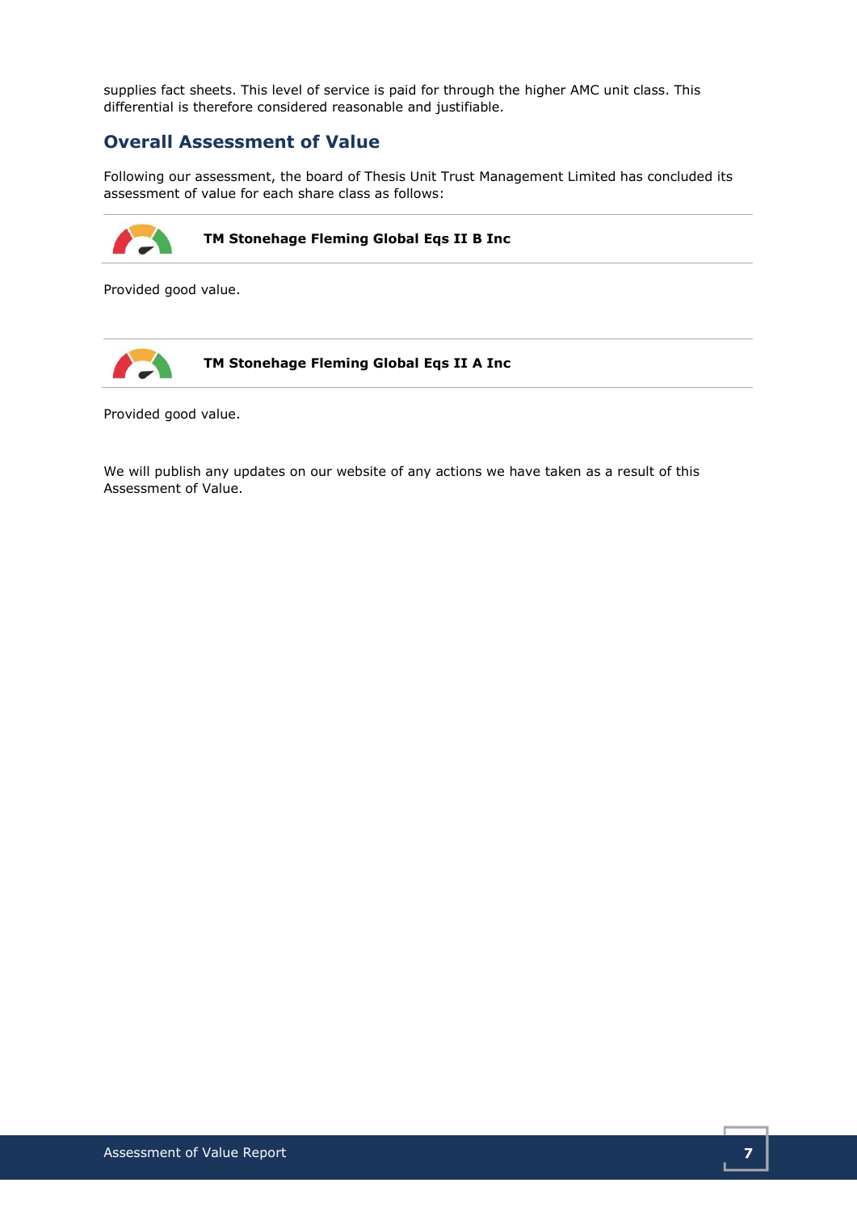supplies fact sheets. This level of service is paid for through the higher AMC unit class. This differential is therefore considered reasonable and justifiable.

## Overall Assessment of Value

Following our assessment, the board of Thesis Unit Trust Management Limited has concluded its assessment of value for each share class as follows:

**TM Stonehage Fleming Global Eqs II B Inc**

Provided good value.

**TM Stonehage Fleming Global Eqs II A Inc**

Provided good value.

We will publish any updates on our website of any actions we have taken as a result of this Assessment of Value.